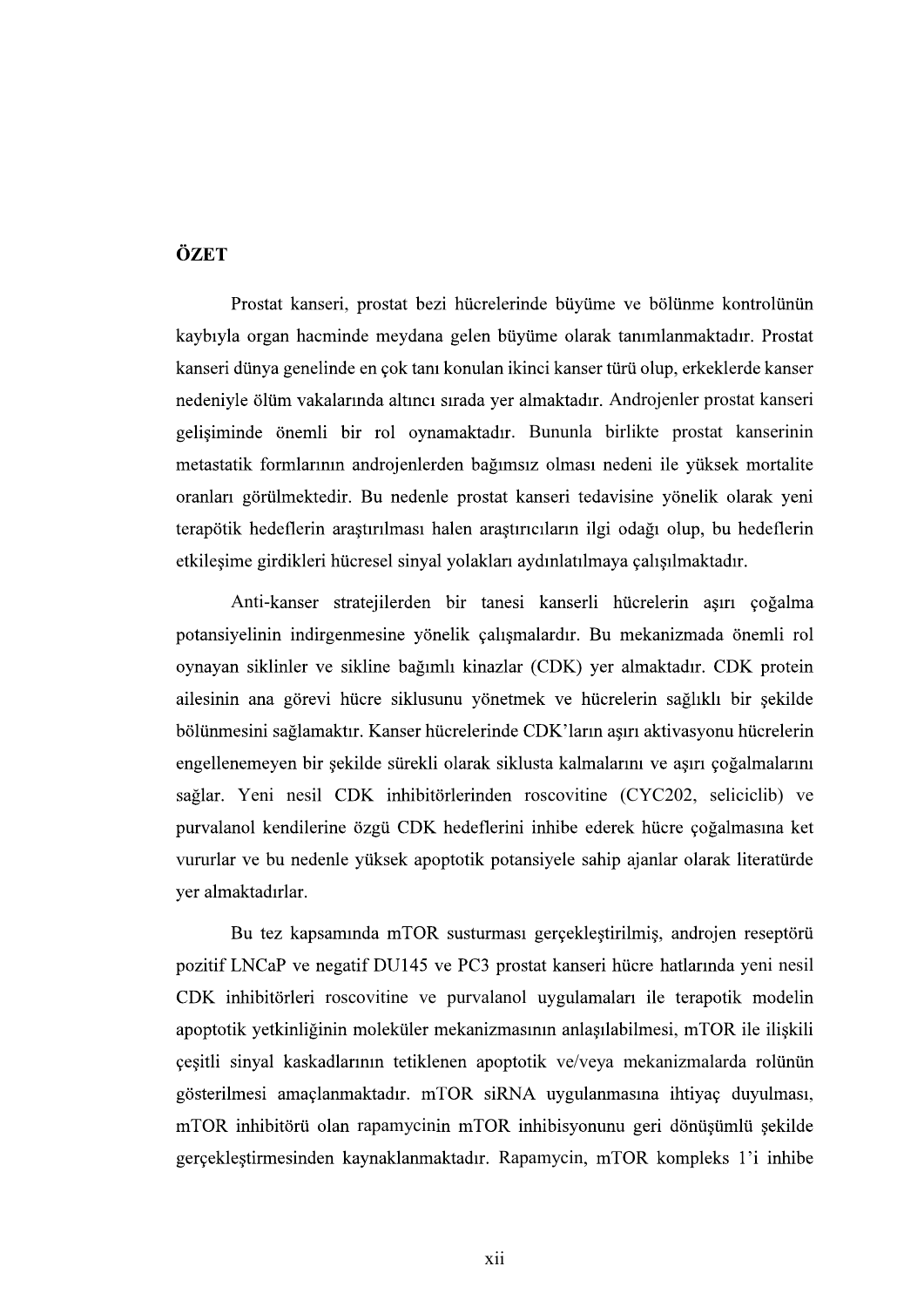## ÖZET

Prostat kanseri, prostat bezi hücrelerinde büyüme ve bölünme kontrolünün kaybıyla organ hacminde meydana gelen büyüme olarak tanımlanmaktadır. Prostat kanseri dünya genelinde en çok tanı konulan ikinci kanser türü olup, erkeklerde kanser nedeniyle ölüm vakalarında altıncı sırada yer almaktadır. Androjenler prostat kanseri gelişiminde önemli bir rol oynamaktadır. Bununla birlikte prostat kanserinin metastatik formlarının androjenlerden bağımsız olması nedeni ile yüksek mortalite oranları görülmektedir. Bu nedenle prostat kanseri tedavisine yönelik olarak yeni terapötik hedeflerin araştırılması halen araştırıcıların ilgi odağı olup, bu hedeflerin etkileşime girdikleri hücresel sinyal yolakları aydınlatılmaya çalışılmaktadır.

Anti-kanser stratejilerden bir tanesi kanserli hücrelerin aşırı çoğalma potansiyelinin indirgenmesine yönelik çalışmalardır. Bu mekanizmada önemli rol oynayan siklinler ve sikline bağımlı kinazlar (CDK) yer almaktadır. CDK protein ailesinin ana görevi hücre siklusunu yönetmek ve hücrelerin sağlıklı bir şekilde bölünmesini sağlamaktır. Kanser hücrelerinde CDK'ların aşırı aktivasyonu hücrelerin engellenemeyen bir şekilde sürekli olarak siklusta kalmalarını ve aşırı çoğalmalarını sağlar. Yeni nesil CDK inhibitörlerinden roscovitine (CYC202, seliciclib) ve purvalanol kendilerine özgü CDK hedeflerini inhibe ederek hücre çoğalmasına ket vururlar ve bu nedenle yüksek apoptotik potansiyele sahip ajanlar olarak literatürde yer almaktadırlar.

Bu tez kapsamında mTOR susturması gerçekleştirilmiş, androjen reseptörü pozitif LNCaP ve negatif DU145 ve PC3 prostat kanseri hücre hatlarında yeni nesil CDK inhibitörleri roscovitine ve purvalanol uygulamaları ile terapotik modelin apoptotik yetkinliğinin moleküler mekanizmasının anlaşılabilmesi, mTOR ile ilişkili çeşitli sinyal kaskadlarının tetiklenen apoptotik ve/veya mekanizmalarda rolünün gösterilmesi amaçlanmaktadır. mTOR siRNA uygulanmasına ihtiyaç duyulması, mTOR inhibitörü olan rapamycinin mTOR inhibisyonunu geri dönüşümlü şekilde gerçekleştirmesinden kaynaklanmaktadır. Rapamycin, mTOR kompleks 1'i inhibe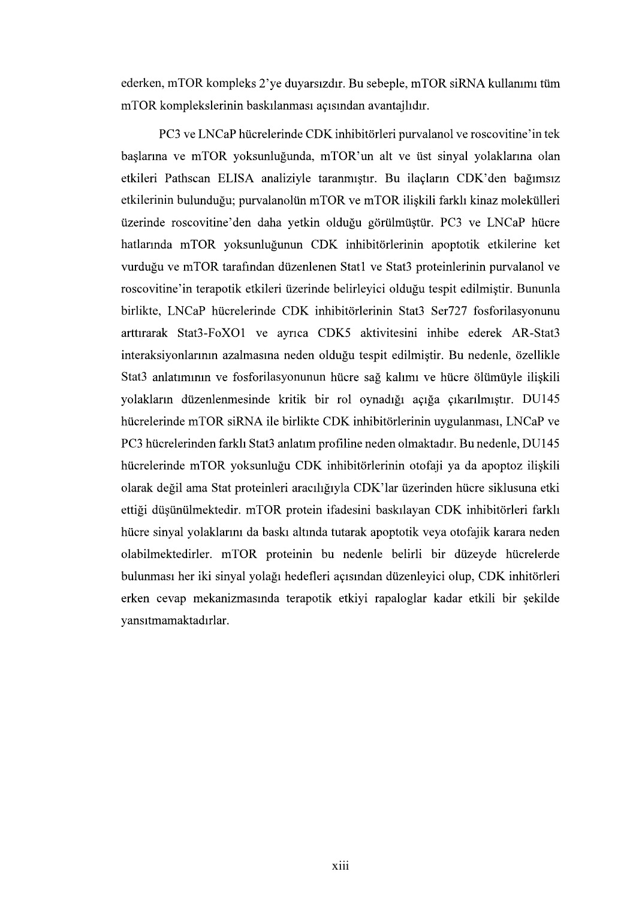ederken, mTOR kompleks 2'ye duyarsızdır. Bu sebeple, mTOR siRNA kullanımı tüm mTOR komplekslerinin baskılanması açısından avantajlıdır.

PC3 ve LNCaP hücrelerinde CDK inhibitörleri purvalanol ve roscovitine'in tek başlarına ve mTOR yoksunluğunda, mTOR'un alt ve üst sinyal yolaklarına olan etkileri Pathscan ELISA analiziyle taranmıştır. Bu ilaçların CDK'den bağımsız etkilerinin bulunduğu; purvalanolün mTOR ve mTOR ilişkili farklı kinaz molekülleri üzerinde roscovitine'den daha yetkin olduğu görülmüştür. PC3 ve LNCaP hücre hatlarında mTOR yoksunluğunun CDK inhibitörlerinin apoptotik etkilerine ket vurduğu ve mTOR tarafından düzenlenen Stat1 ve Stat3 proteinlerinin purvalanol ve roscovitine'in terapotik etkileri üzerinde belirleyici olduğu tespit edilmiştir. Bununla birlikte, LNCaP hücrelerinde CDK inhibitörlerinin Stat3 Ser727 fosforilasyonunu arttırarak Stat3-FoXO1 ve ayrıca CDK5 aktivitesini inhibe ederek AR-Stat3 interaksiyonlarının azalmasına neden olduğu tespit edilmiştir. Bu nedenle, özellikle Stat3 anlatımının ve fosforilasyonunun hücre sağ kalımı ve hücre ölümüyle ilişkili yolakların düzenlenmesinde kritik bir rol oynadığı açığa çıkarılmıştır. DU145 hücrelerinde mTOR siRNA ile birlikte CDK inhibitörlerinin uygulanması, LNCaP ve PC3 hücrelerinden farklı Stat3 anlatım profiline neden olmaktadır. Bu nedenle, DU145 hücrelerinde mTOR yoksunluğu CDK inhibitörlerinin otofaji ya da apoptoz ilişkili olarak değil ama Stat proteinleri aracılığıyla CDK'lar üzerinden hücre siklusuna etki ettiği düşünülmektedir. mTOR protein ifadesini baskılayan CDK inhibitörleri farklı hücre sinyal yolaklarını da baskı altında tutarak apoptotik veya otofajik karara neden olabilmektedirler. mTOR proteinin bu nedenle belirli bir düzeyde hücrelerde bulunması her iki sinyal yolağı hedefleri açısından düzenleyici olup, CDK inhitörleri erken cevap mekanizmasında terapotik etkiyi rapaloglar kadar etkili bir şekilde yansıtmamaktadırlar.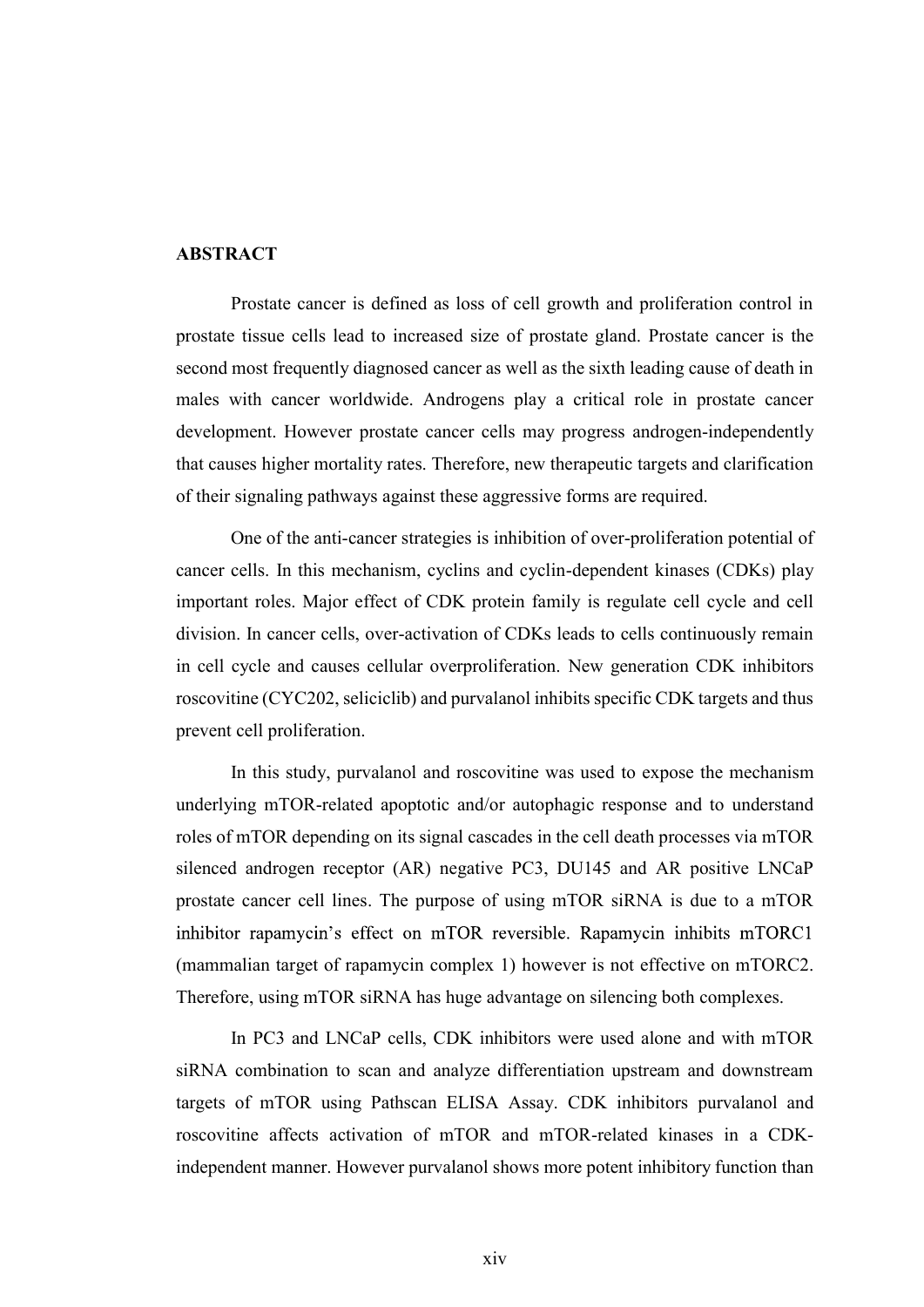## ABSTRACT

Prostate cancer is defined as loss of cell growth and proliferation control in prostate tissue cells lead to increased size of prostate gland. Prostate cancer is the second most frequently diagnosed cancer as well as the sixth leading cause of death in males with cancer worldwide. Androgens play a critical role in prostate cancer development. However prostate cancer cells may progress androgen-independently that causes higher mortality rates. Therefore, new therapeutic targets and clarification of their signaling pathways against these aggressive forms are required.

One of the anti-cancer strategies is inhibition of over-proliferation potential of cancer cells. In this mechanism, cyclins and cyclin-dependent kinases (CDKs) play important roles. Major effect of CDK protein family is regulate cell cycle and cell division. In cancer cells, over-activation of CDKs leads to cells continuously remain in cell cycle and causes cellular overproliferation. New generation CDK inhibitors roscovitine (CYC202, seliciclib) and purvalanol inhibits specific CDK targets and thus prevent cell proliferation.

In this study, purvalanol and roscovitine was used to expose the mechanism underlying mTOR-related apoptotic and/or autophagic response and to understand roles of mTOR depending on its signal cascades in the cell death processes via mTOR silenced androgen receptor (AR) negative PC3, DU145 and AR positive LNCaP prostate cancer cell lines. The purpose of using mTOR siRNA is due to a mTOR inhibitor rapamycin's effect on mTOR reversible. Rapamycin inhibits mTORC1 (mammalian target of rapamycin complex 1) however is not effective on mTORC2. Therefore, using mTOR siRNA has huge advantage on silencing both complexes.

In PC3 and LNCaP cells, CDK inhibitors were used alone and with mTOR siRNA combination to scan and analyze differentiation upstream and downstream targets of mTOR using Pathscan ELISA Assay. CDK inhibitors purvalanol and roscovitine affects activation of mTOR and mTOR-related kinases in a CDK-independent manner. However purvalanol shows more potent inhibitory function than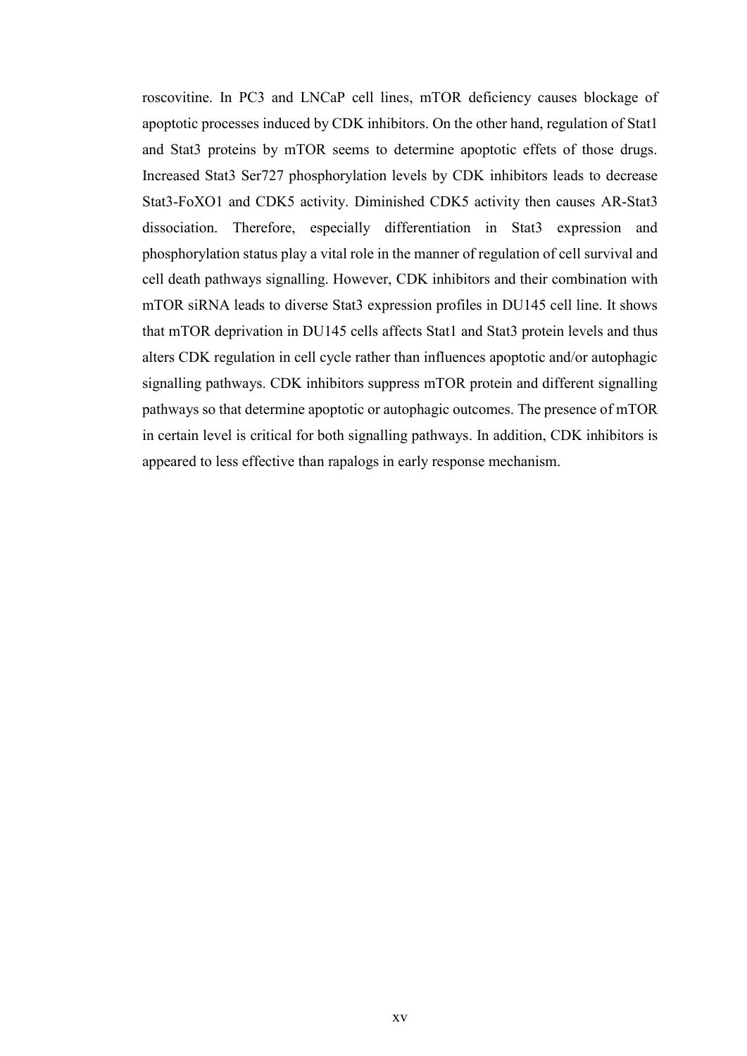roscovitine. In PC3 and LNCaP cell lines, mTOR deficiency causes blockage of apoptotic processes induced by CDK inhibitors. On the other hand, regulation of Stat1 and Stat3 proteins by mTOR seems to determine apoptotic effets of those drugs. Increased Stat3 Ser727 phosphorylation levels by CDK inhibitors leads to decrease Stat3-FoXO1 and CDK5 activity. Diminished CDK5 activity then causes AR-Stat3 dissociation. Therefore, especially differentiation in Stat3 expression and phosphorylation status play a vital role in the manner of regulation of cell survival and cell death pathways signalling. However, CDK inhibitors and their combination with mTOR siRNA leads to diverse Stat3 expression profiles in DU145 cell line. It shows that mTOR deprivation in DU145 cells affects Stat1 and Stat3 protein levels and thus alters CDK regulation in cell cycle rather than influences apoptotic and/or autophagic signalling pathways. CDK inhibitors suppress mTOR protein and different signalling pathways so that determine apoptotic or autophagic outcomes. The presence of mTOR in certain level is critical for both signalling pathways. In addition, CDK inhibitors is appeared to less effective than rapalogs in early response mechanism.